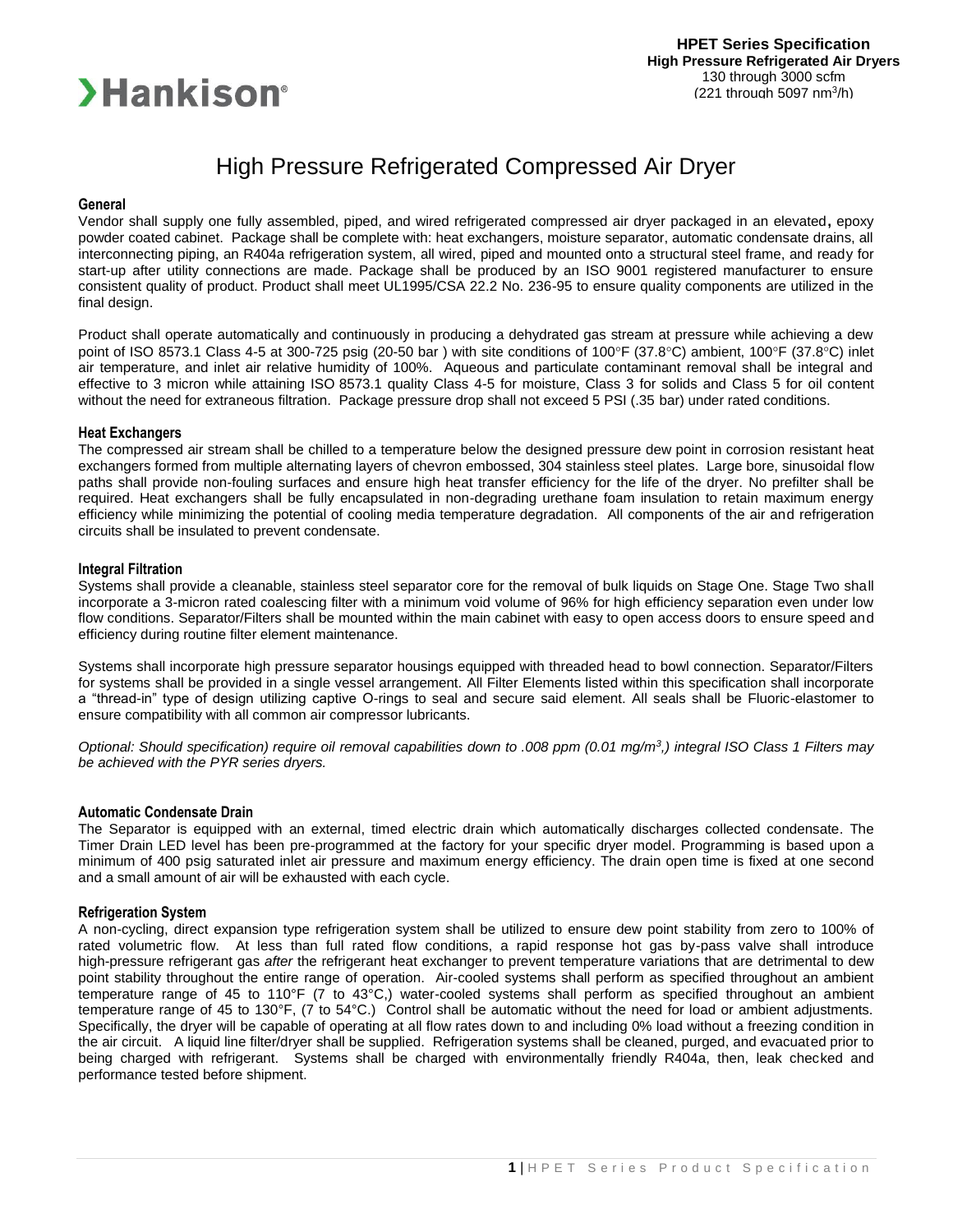**HPET Series Specification**
**High Pressure Refrigerated Air Dryers**
130 through 3000 scfm
(221 through 5097 nm$^3$/h)

# High Pressure Refrigerated Compressed Air Dryer

## General

Vendor shall supply one fully assembled, piped, and wired refrigerated compressed air dryer packaged in an elevated**,** epoxy powder coated cabinet. Package shall be complete with: heat exchangers, moisture separator, automatic condensate drains, all interconnecting piping, an R404a refrigeration system, all wired, piped and mounted onto a structural steel frame, and ready for start-up after utility connections are made. Package shall be produced by an ISO 9001 registered manufacturer to ensure consistent quality of product. Product shall meet UL1995/CSA 22.2 No. 236-95 to ensure quality components are utilized in the final design.

Product shall operate automatically and continuously in producing a dehydrated gas stream at pressure while achieving a dew point of ISO 8573.1 Class 4-5 at 300-725 psig (20-50 bar ) with site conditions of 100°F (37.8°C) ambient, 100°F (37.8°C) inlet air temperature, and inlet air relative humidity of 100%. Aqueous and particulate contaminant removal shall be integral and effective to 3 micron while attaining ISO 8573.1 quality Class 4-5 for moisture, Class 3 for solids and Class 5 for oil content without the need for extraneous filtration. Package pressure drop shall not exceed 5 PSI (.35 bar) under rated conditions.

## Heat Exchangers

The compressed air stream shall be chilled to a temperature below the designed pressure dew point in corrosion resistant heat exchangers formed from multiple alternating layers of chevron embossed, 304 stainless steel plates. Large bore, sinusoidal flow paths shall provide non-fouling surfaces and ensure high heat transfer efficiency for the life of the dryer. No prefilter shall be required. Heat exchangers shall be fully encapsulated in non-degrading urethane foam insulation to retain maximum energy efficiency while minimizing the potential of cooling media temperature degradation. All components of the air and refrigeration circuits shall be insulated to prevent condensate.

## Integral Filtration

Systems shall provide a cleanable, stainless steel separator core for the removal of bulk liquids on Stage One. Stage Two shall incorporate a 3-micron rated coalescing filter with a minimum void volume of 96% for high efficiency separation even under low flow conditions. Separator/Filters shall be mounted within the main cabinet with easy to open access doors to ensure speed and efficiency during routine filter element maintenance.

Systems shall incorporate high pressure separator housings equipped with threaded head to bowl connection. Separator/Filters for systems shall be provided in a single vessel arrangement. All Filter Elements listed within this specification shall incorporate a "thread-in" type of design utilizing captive O-rings to seal and secure said element. All seals shall be Fluoric-elastomer to ensure compatibility with all common air compressor lubricants.

*Optional: Should specification) require oil removal capabilities down to .008 ppm (0.01 mg/m$^3$,) integral ISO Class 1 Filters may be achieved with the PYR series dryers.*

## Automatic Condensate Drain

The Separator is equipped with an external, timed electric drain which automatically discharges collected condensate. The Timer Drain LED level has been pre-programmed at the factory for your specific dryer model. Programming is based upon a minimum of 400 psig saturated inlet air pressure and maximum energy efficiency. The drain open time is fixed at one second and a small amount of air will be exhausted with each cycle.

## Refrigeration System

A non-cycling, direct expansion type refrigeration system shall be utilized to ensure dew point stability from zero to 100% of rated volumetric flow. At less than full rated flow conditions, a rapid response hot gas by-pass valve shall introduce high-pressure refrigerant gas *after* the refrigerant heat exchanger to prevent temperature variations that are detrimental to dew point stability throughout the entire range of operation. Air-cooled systems shall perform as specified throughout an ambient temperature range of 45 to 110°F (7 to 43°C,) water-cooled systems shall perform as specified throughout an ambient temperature range of 45 to 130°F, (7 to 54°C.) Control shall be automatic without the need for load or ambient adjustments. Specifically, the dryer will be capable of operating at all flow rates down to and including 0% load without a freezing condition in the air circuit. A liquid line filter/dryer shall be supplied. Refrigeration systems shall be cleaned, purged, and evacuated prior to being charged with refrigerant. Systems shall be charged with environmentally friendly R404a, then, leak checked and performance tested before shipment.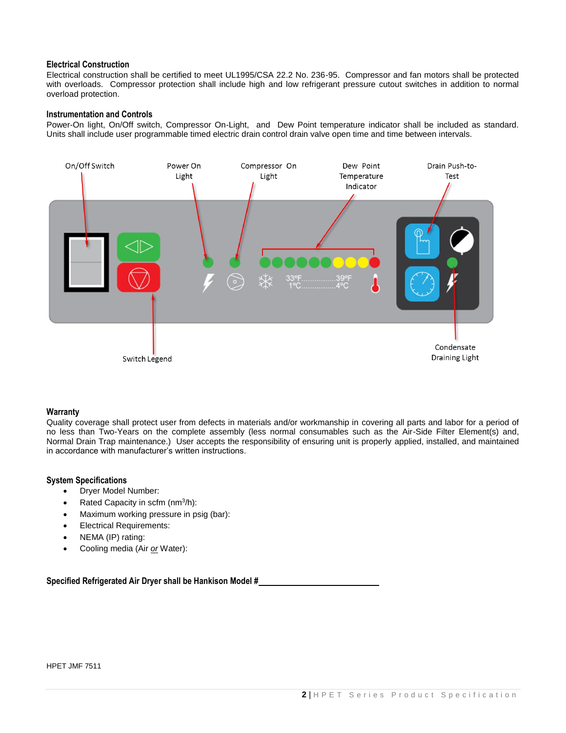### Electrical Construction

Electrical construction shall be certified to meet UL1995/CSA 22.2 No. 236-95. Compressor and fan motors shall be protected with overloads. Compressor protection shall include high and low refrigerant pressure cutout switches in addition to normal overload protection.

### Instrumentation and Controls

Power-On light, On/Off switch, Compressor On-Light, and Dew Point temperature indicator shall be included as standard. Units shall include user programmable timed electric drain control drain valve open time and time between intervals.

On/Off Switch

Power On Light

Compressor On Light

Dew Point Temperature Indicator

Drain Push-to-Test

33ºF..............39ºF
1ºC...............4ºC

Switch Legend

Condensate Draining Light

### Warranty

Quality coverage shall protect user from defects in materials and/or workmanship in covering all parts and labor for a period of no less than Two-Years on the complete assembly (less normal consumables such as the Air-Side Filter Element(s) and, Normal Drain Trap maintenance.) User accepts the responsibility of ensuring unit is properly applied, installed, and maintained in accordance with manufacturer's written instructions.

### System Specifications

- Dryer Model Number:
- Rated Capacity in scfm ($nm^3/h$):
- Maximum working pressure in psig (bar):
- Electrical Requirements:
- NEMA (IP) rating:
- Cooling media (Air *or* Water):

**Specified Refrigerated Air Dryer shall be Hankison Model #**\_\_\_\_\_\_\_\_\_\_\_\_\_\_\_\_\_\_\_\_\_\_\_\_\_\_

HPET JMF 7511